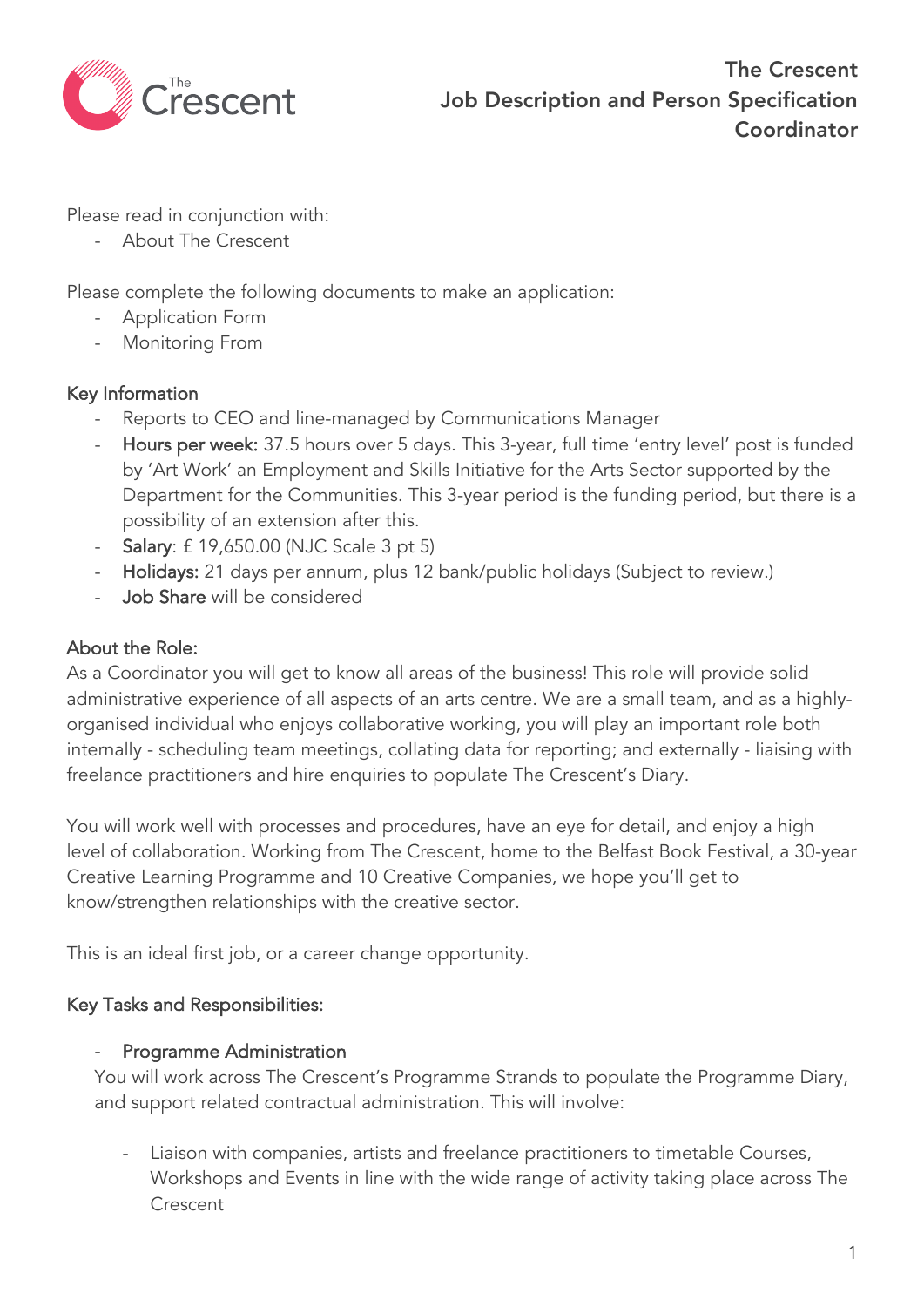# The Crescent
## Job Description and Person Specification
## Coordinator

Please read in conjunction with:
- About The Crescent

Please complete the following documents to make an application:
- Application Form
- Monitoring From

### Key Information

- Reports to CEO and line-managed by Communications Manager
- **Hours per week:** 37.5 hours over 5 days. This 3-year, full time 'entry level' post is funded by 'Art Work' an Employment and Skills Initiative for the Arts Sector supported by the Department for the Communities. This 3-year period is the funding period, but there is a possibility of an extension after this.
- **Salary**: £ 19,650.00 (NJC Scale 3 pt 5)
- **Holidays:** 21 days per annum, plus 12 bank/public holidays (Subject to review.)
- **Job Share** will be considered

### About the Role:

As a Coordinator you will get to know all areas of the business! This role will provide solid administrative experience of all aspects of an arts centre. We are a small team, and as a highly-organised individual who enjoys collaborative working, you will play an important role both internally - scheduling team meetings, collating data for reporting; and externally - liaising with freelance practitioners and hire enquiries to populate The Crescent's Diary.

You will work well with processes and procedures, have an eye for detail, and enjoy a high level of collaboration. Working from The Crescent, home to the Belfast Book Festival, a 30-year Creative Learning Programme and 10 Creative Companies, we hope you'll get to know/strengthen relationships with the creative sector.

This is an ideal first job, or a career change opportunity.

### Key Tasks and Responsibilities:

- **Programme Administration**

  You will work across The Crescent's Programme Strands to populate the Programme Diary, and support related contractual administration. This will involve:

  - Liaison with companies, artists and freelance practitioners to timetable Courses, Workshops and Events in line with the wide range of activity taking place across The Crescent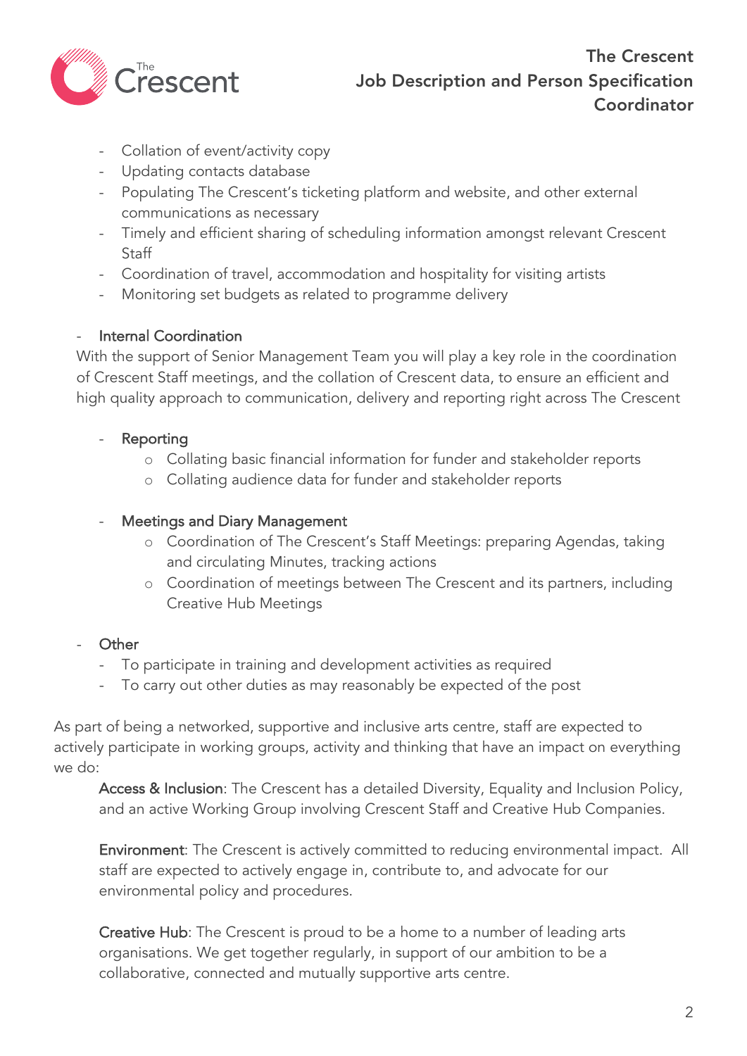- Collation of event/activity copy
- Updating contacts database
- Populating The Crescent's ticketing platform and website, and other external communications as necessary
- Timely and efficient sharing of scheduling information amongst relevant Crescent Staff
- Coordination of travel, accommodation and hospitality for visiting artists
- Monitoring set budgets as related to programme delivery

- Internal Coordination

With the support of Senior Management Team you will play a key role in the coordination of Crescent Staff meetings, and the collation of Crescent data, to ensure an efficient and high quality approach to communication, delivery and reporting right across The Crescent

- Reporting
    - Collating basic financial information for funder and stakeholder reports
    - Collating audience data for funder and stakeholder reports

- Meetings and Diary Management
    - Coordination of The Crescent's Staff Meetings: preparing Agendas, taking and circulating Minutes, tracking actions
    - Coordination of meetings between The Crescent and its partners, including Creative Hub Meetings

- Other
    - To participate in training and development activities as required
    - To carry out other duties as may reasonably be expected of the post

As part of being a networked, supportive and inclusive arts centre, staff are expected to actively participate in working groups, activity and thinking that have an impact on everything we do:

Access & Inclusion: The Crescent has a detailed Diversity, Equality and Inclusion Policy, and an active Working Group involving Crescent Staff and Creative Hub Companies.

Environment: The Crescent is actively committed to reducing environmental impact. All staff are expected to actively engage in, contribute to, and advocate for our environmental policy and procedures.

Creative Hub: The Crescent is proud to be a home to a number of leading arts organisations. We get together regularly, in support of our ambition to be a collaborative, connected and mutually supportive arts centre.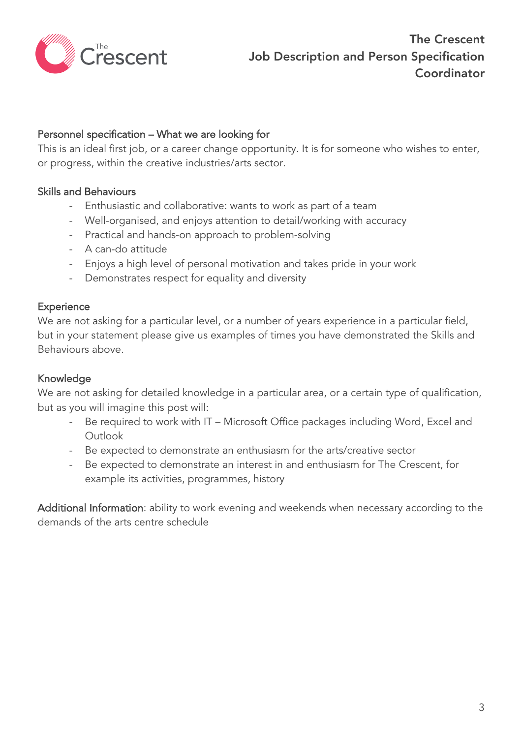## Personnel specification – What we are looking for

This is an ideal first job, or a career change opportunity. It is for someone who wishes to enter, or progress, within the creative industries/arts sector.

### Skills and Behaviours

- Enthusiastic and collaborative: wants to work as part of a team
- Well-organised, and enjoys attention to detail/working with accuracy
- Practical and hands-on approach to problem-solving
- A can-do attitude
- Enjoys a high level of personal motivation and takes pride in your work
- Demonstrates respect for equality and diversity

### Experience

We are not asking for a particular level, or a number of years experience in a particular field, but in your statement please give us examples of times you have demonstrated the Skills and Behaviours above.

### Knowledge

We are not asking for detailed knowledge in a particular area, or a certain type of qualification, but as you will imagine this post will:

- Be required to work with IT – Microsoft Office packages including Word, Excel and Outlook
- Be expected to demonstrate an enthusiasm for the arts/creative sector
- Be expected to demonstrate an interest in and enthusiasm for The Crescent, for example its activities, programmes, history

**Additional Information**: ability to work evening and weekends when necessary according to the demands of the arts centre schedule